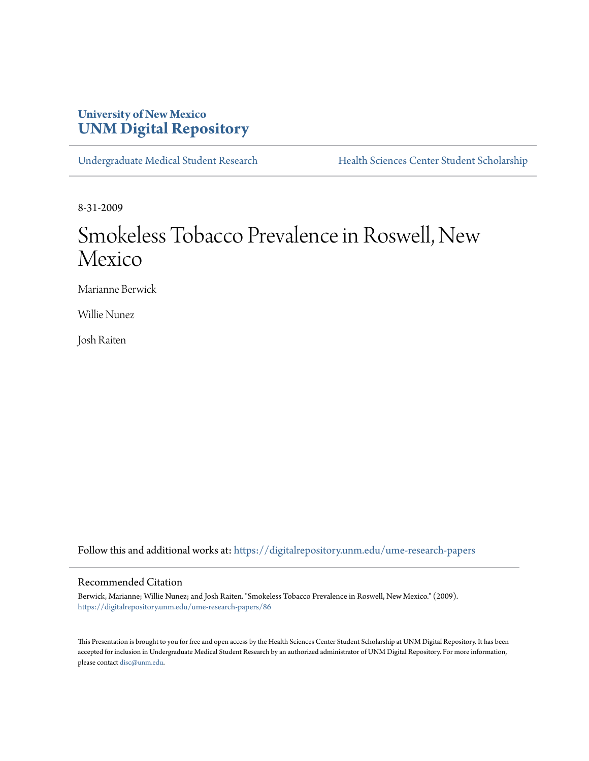University of New Mexico
**UNM Digital Repository**

Undergraduate Medical Student Research | Health Sciences Center Student Scholarship

8-31-2009

# Smokeless Tobacco Prevalence in Roswell, New Mexico

Marianne Berwick

Willie Nunez

Josh Raiten

Follow this and additional works at: https://digitalrepository.unm.edu/ume-research-papers

## Recommended Citation

Berwick, Marianne; Willie Nunez; and Josh Raiten. "Smokeless Tobacco Prevalence in Roswell, New Mexico." (2009). https://digitalrepository.unm.edu/ume-research-papers/86

This Presentation is brought to you for free and open access by the Health Sciences Center Student Scholarship at UNM Digital Repository. It has been accepted for inclusion in Undergraduate Medical Student Research by an authorized administrator of UNM Digital Repository. For more information, please contact disc@unm.edu.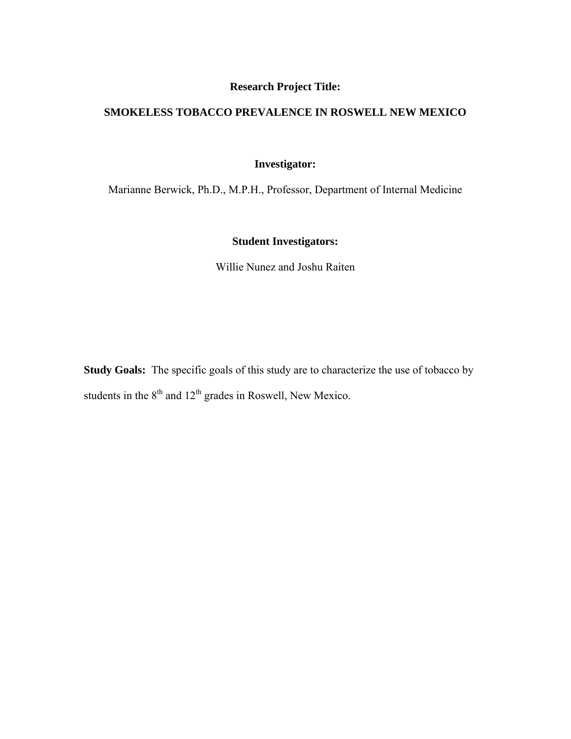**Research Project Title:**

**SMOKELESS TOBACCO PREVALENCE IN ROSWELL NEW MEXICO**

**Investigator:**

Marianne Berwick, Ph.D., M.P.H., Professor, Department of Internal Medicine

**Student Investigators:**

Willie Nunez and Joshu Raiten

**Study Goals:** The specific goals of this study are to characterize the use of tobacco by students in the 8th and 12th grades in Roswell, New Mexico.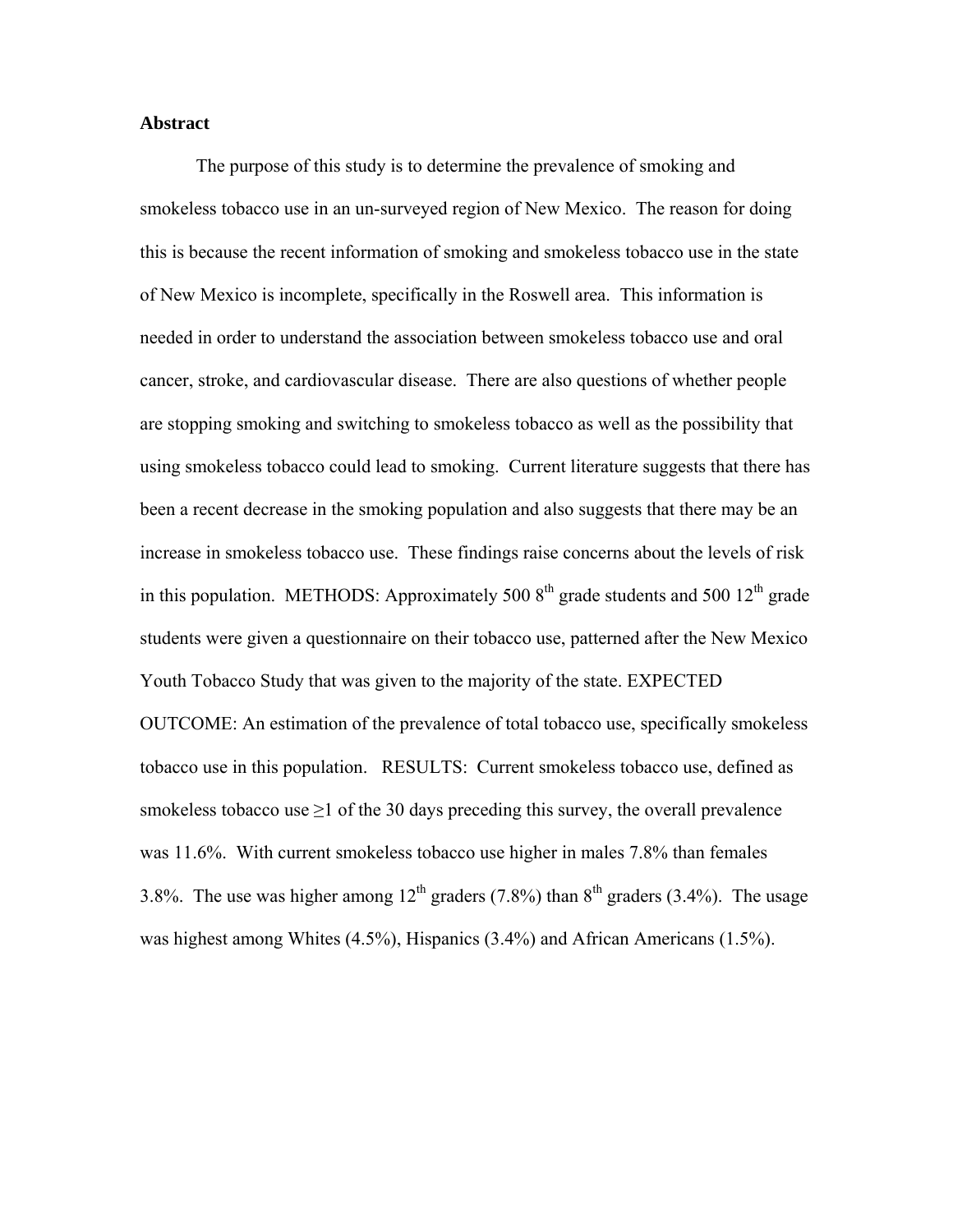**Abstract**

The purpose of this study is to determine the prevalence of smoking and smokeless tobacco use in an un-surveyed region of New Mexico. The reason for doing this is because the recent information of smoking and smokeless tobacco use in the state of New Mexico is incomplete, specifically in the Roswell area. This information is needed in order to understand the association between smokeless tobacco use and oral cancer, stroke, and cardiovascular disease. There are also questions of whether people are stopping smoking and switching to smokeless tobacco as well as the possibility that using smokeless tobacco could lead to smoking. Current literature suggests that there has been a recent decrease in the smoking population and also suggests that there may be an increase in smokeless tobacco use. These findings raise concerns about the levels of risk in this population. METHODS: Approximately 500 8$^{th}$ grade students and 500 12$^{th}$ grade students were given a questionnaire on their tobacco use, patterned after the New Mexico Youth Tobacco Study that was given to the majority of the state. EXPECTED OUTCOME: An estimation of the prevalence of total tobacco use, specifically smokeless tobacco use in this population. RESULTS: Current smokeless tobacco use, defined as smokeless tobacco use $\geq$1 of the 30 days preceding this survey, the overall prevalence was 11.6%. With current smokeless tobacco use higher in males 7.8% than females 3.8%. The use was higher among 12$^{th}$ graders (7.8%) than 8$^{th}$ graders (3.4%). The usage was highest among Whites (4.5%), Hispanics (3.4%) and African Americans (1.5%).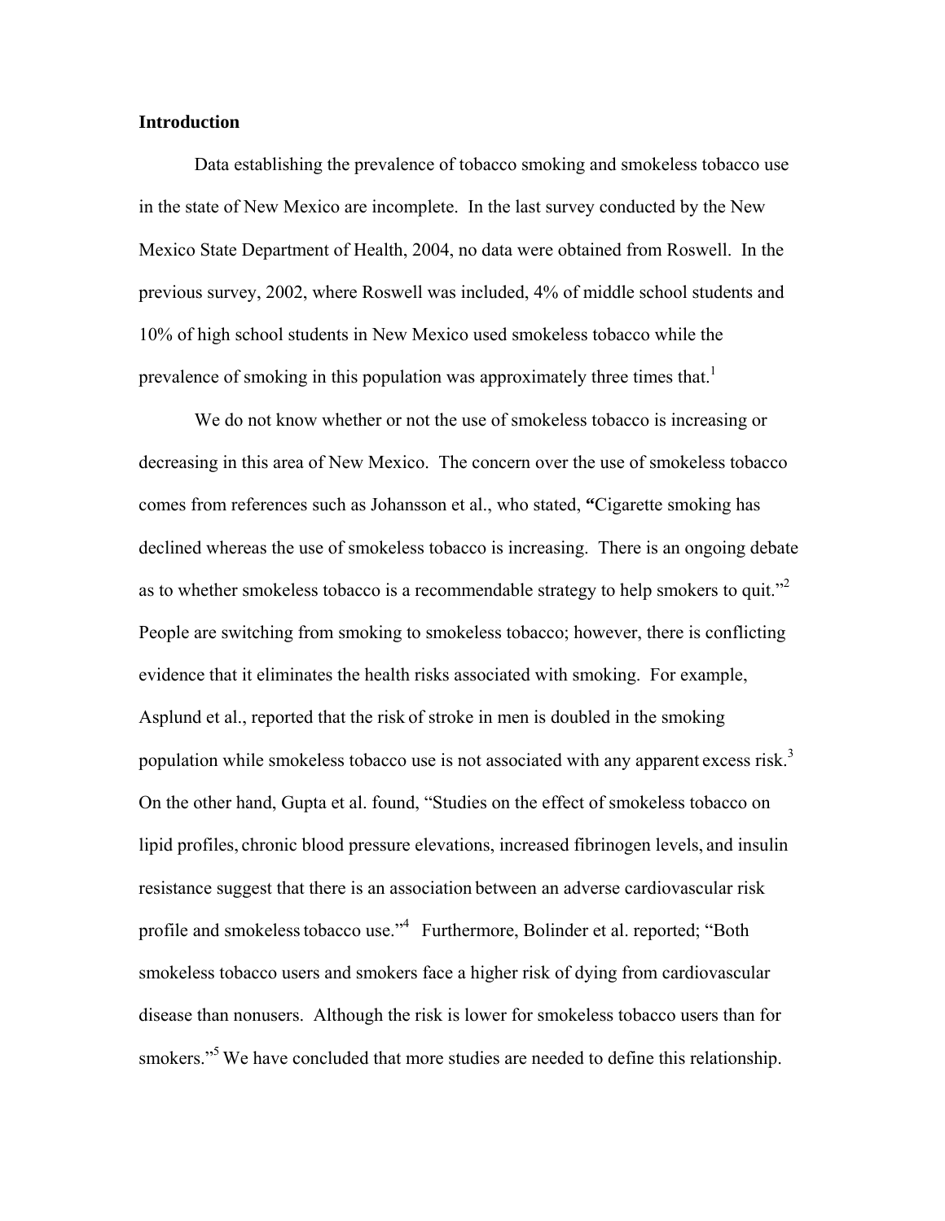**Introduction**

Data establishing the prevalence of tobacco smoking and smokeless tobacco use in the state of New Mexico are incomplete. In the last survey conducted by the New Mexico State Department of Health, 2004, no data were obtained from Roswell. In the previous survey, 2002, where Roswell was included, 4% of middle school students and 10% of high school students in New Mexico used smokeless tobacco while the prevalence of smoking in this population was approximately three times that.[1]

We do not know whether or not the use of smokeless tobacco is increasing or decreasing in this area of New Mexico. The concern over the use of smokeless tobacco comes from references such as Johansson et al., who stated, **"**Cigarette smoking has declined whereas the use of smokeless tobacco is increasing. There is an ongoing debate as to whether smokeless tobacco is a recommendable strategy to help smokers to quit."[2] People are switching from smoking to smokeless tobacco; however, there is conflicting evidence that it eliminates the health risks associated with smoking. For example, Asplund et al., reported that the risk of stroke in men is doubled in the smoking population while smokeless tobacco use is not associated with any apparent excess risk.[3] On the other hand, Gupta et al. found, "Studies on the effect of smokeless tobacco on lipid profiles, chronic blood pressure elevations, increased fibrinogen levels, and insulin resistance suggest that there is an association between an adverse cardiovascular risk profile and smokeless tobacco use."[4] Furthermore, Bolinder et al. reported; "Both smokeless tobacco users and smokers face a higher risk of dying from cardiovascular disease than nonusers. Although the risk is lower for smokeless tobacco users than for smokers."[5] We have concluded that more studies are needed to define this relationship.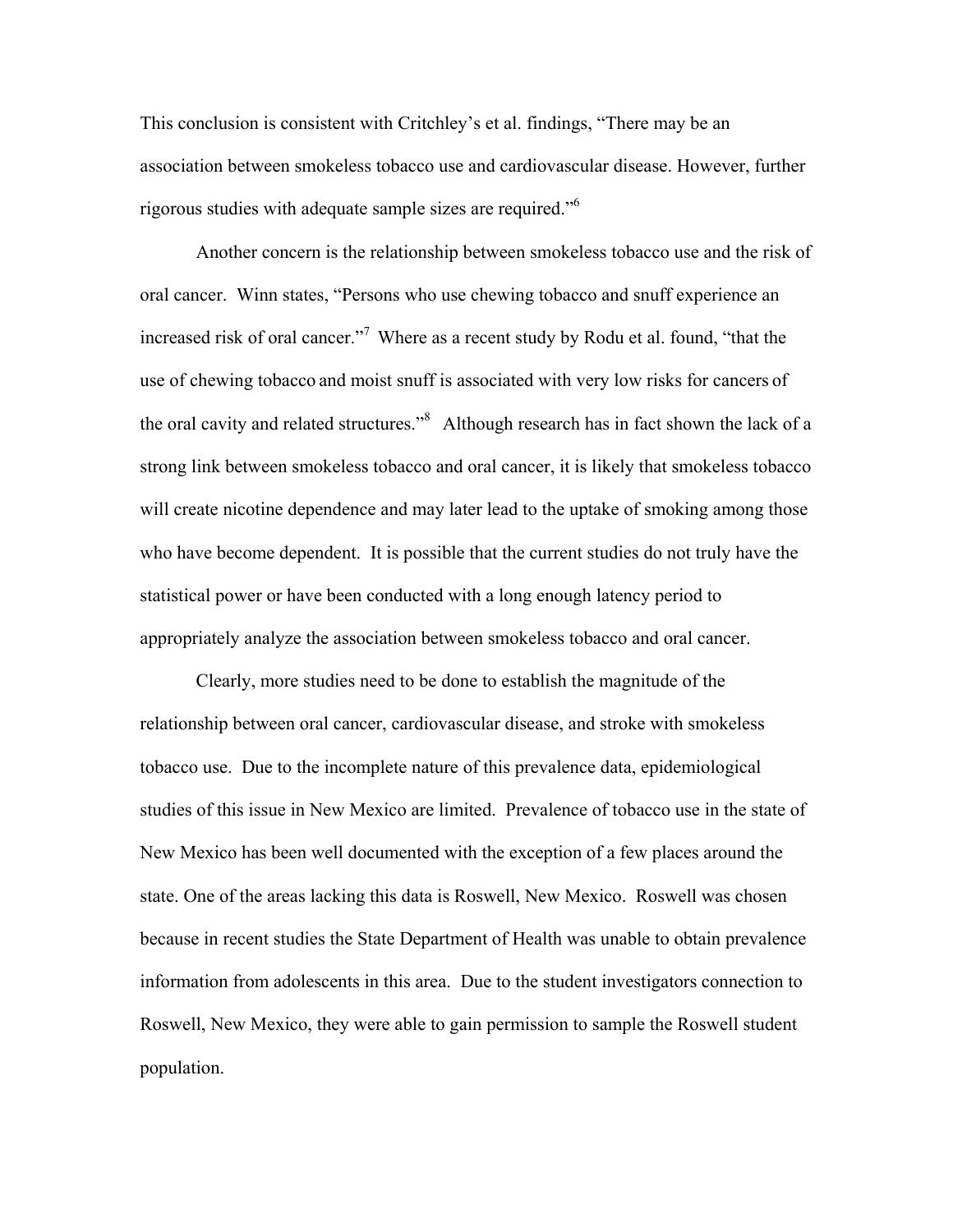This conclusion is consistent with Critchley's et al. findings, "There may be an association between smokeless tobacco use and cardiovascular disease. However, further rigorous studies with adequate sample sizes are required."[6]

Another concern is the relationship between smokeless tobacco use and the risk of oral cancer. Winn states, "Persons who use chewing tobacco and snuff experience an increased risk of oral cancer."[7] Where as a recent study by Rodu et al. found, "that the use of chewing tobacco and moist snuff is associated with very low risks for cancers of the oral cavity and related structures."[8] Although research has in fact shown the lack of a strong link between smokeless tobacco and oral cancer, it is likely that smokeless tobacco will create nicotine dependence and may later lead to the uptake of smoking among those who have become dependent. It is possible that the current studies do not truly have the statistical power or have been conducted with a long enough latency period to appropriately analyze the association between smokeless tobacco and oral cancer.

Clearly, more studies need to be done to establish the magnitude of the relationship between oral cancer, cardiovascular disease, and stroke with smokeless tobacco use. Due to the incomplete nature of this prevalence data, epidemiological studies of this issue in New Mexico are limited. Prevalence of tobacco use in the state of New Mexico has been well documented with the exception of a few places around the state. One of the areas lacking this data is Roswell, New Mexico. Roswell was chosen because in recent studies the State Department of Health was unable to obtain prevalence information from adolescents in this area. Due to the student investigators connection to Roswell, New Mexico, they were able to gain permission to sample the Roswell student population.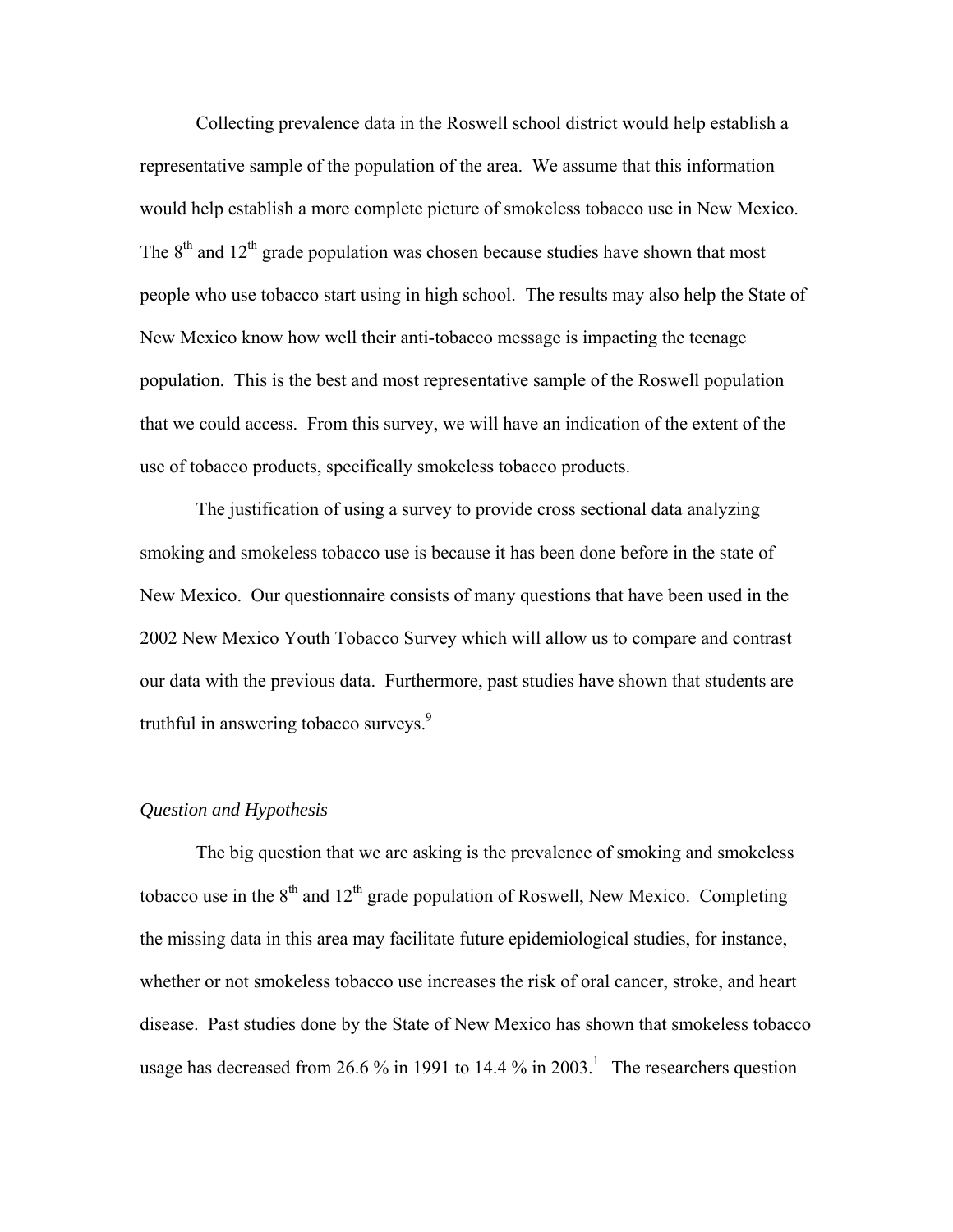Collecting prevalence data in the Roswell school district would help establish a representative sample of the population of the area. We assume that this information would help establish a more complete picture of smokeless tobacco use in New Mexico. The 8th and 12th grade population was chosen because studies have shown that most people who use tobacco start using in high school. The results may also help the State of New Mexico know how well their anti-tobacco message is impacting the teenage population. This is the best and most representative sample of the Roswell population that we could access. From this survey, we will have an indication of the extent of the use of tobacco products, specifically smokeless tobacco products.

The justification of using a survey to provide cross sectional data analyzing smoking and smokeless tobacco use is because it has been done before in the state of New Mexico. Our questionnaire consists of many questions that have been used in the 2002 New Mexico Youth Tobacco Survey which will allow us to compare and contrast our data with the previous data. Furthermore, past studies have shown that students are truthful in answering tobacco surveys.[9]

*Question and Hypothesis*

The big question that we are asking is the prevalence of smoking and smokeless tobacco use in the 8th and 12th grade population of Roswell, New Mexico. Completing the missing data in this area may facilitate future epidemiological studies, for instance, whether or not smokeless tobacco use increases the risk of oral cancer, stroke, and heart disease. Past studies done by the State of New Mexico has shown that smokeless tobacco usage has decreased from 26.6 % in 1991 to 14.4 % in 2003.[1] The researchers question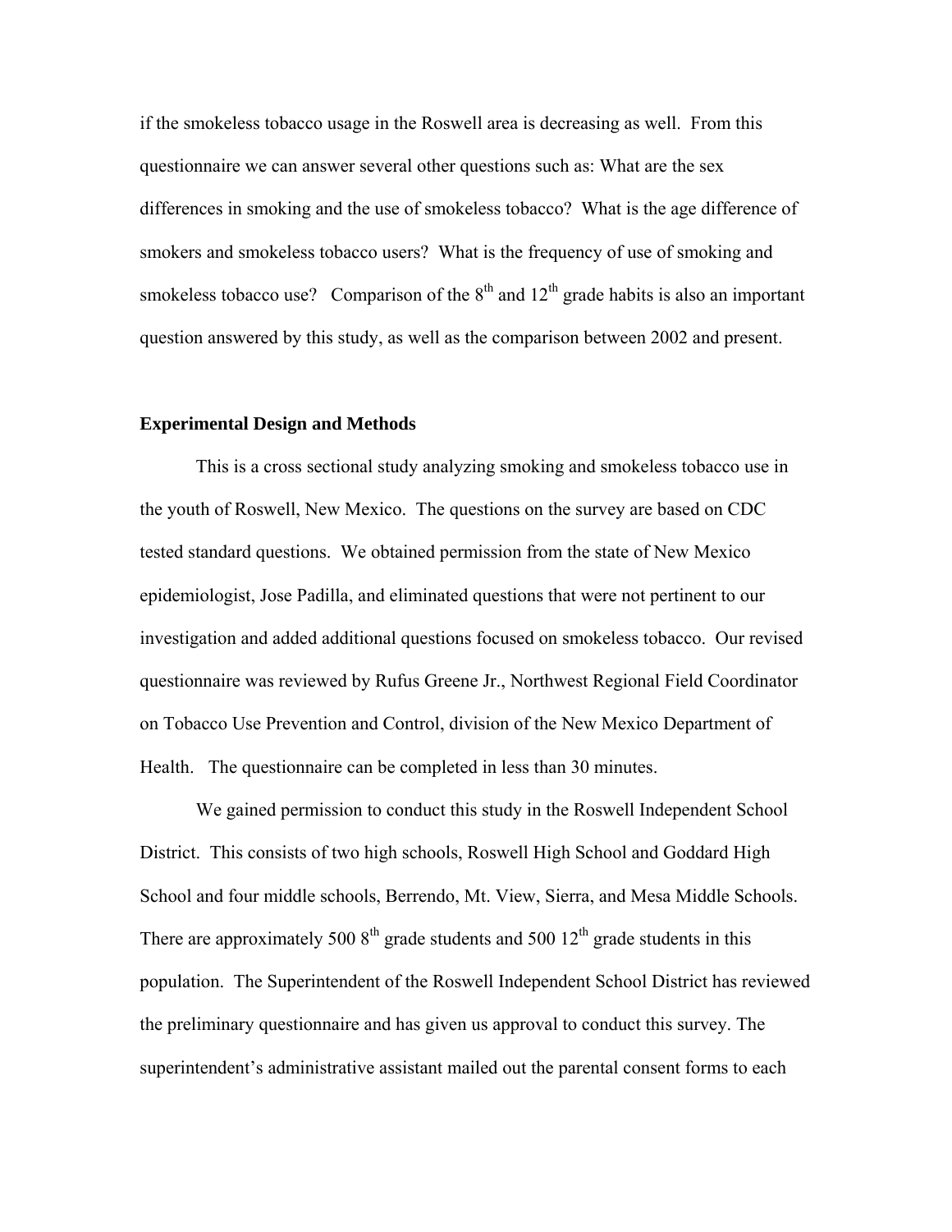if the smokeless tobacco usage in the Roswell area is decreasing as well. From this questionnaire we can answer several other questions such as: What are the sex differences in smoking and the use of smokeless tobacco? What is the age difference of smokers and smokeless tobacco users? What is the frequency of use of smoking and smokeless tobacco use? Comparison of the 8th and 12th grade habits is also an important question answered by this study, as well as the comparison between 2002 and present.

**Experimental Design and Methods**

This is a cross sectional study analyzing smoking and smokeless tobacco use in the youth of Roswell, New Mexico. The questions on the survey are based on CDC tested standard questions. We obtained permission from the state of New Mexico epidemiologist, Jose Padilla, and eliminated questions that were not pertinent to our investigation and added additional questions focused on smokeless tobacco. Our revised questionnaire was reviewed by Rufus Greene Jr., Northwest Regional Field Coordinator on Tobacco Use Prevention and Control, division of the New Mexico Department of Health. The questionnaire can be completed in less than 30 minutes.

We gained permission to conduct this study in the Roswell Independent School District. This consists of two high schools, Roswell High School and Goddard High School and four middle schools, Berrendo, Mt. View, Sierra, and Mesa Middle Schools. There are approximately 500 8th grade students and 500 12th grade students in this population. The Superintendent of the Roswell Independent School District has reviewed the preliminary questionnaire and has given us approval to conduct this survey. The superintendent's administrative assistant mailed out the parental consent forms to each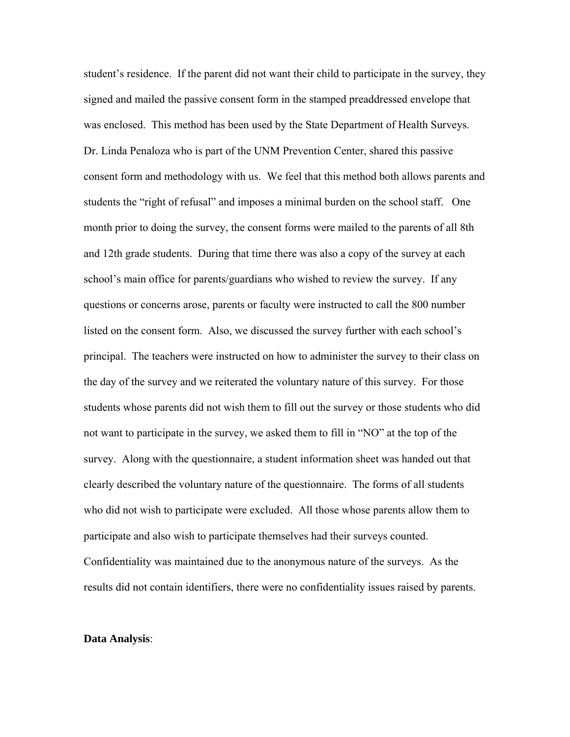student's residence. If the parent did not want their child to participate in the survey, they signed and mailed the passive consent form in the stamped preaddressed envelope that was enclosed. This method has been used by the State Department of Health Surveys. Dr. Linda Penaloza who is part of the UNM Prevention Center, shared this passive consent form and methodology with us. We feel that this method both allows parents and students the "right of refusal" and imposes a minimal burden on the school staff. One month prior to doing the survey, the consent forms were mailed to the parents of all 8th and 12th grade students. During that time there was also a copy of the survey at each school's main office for parents/guardians who wished to review the survey. If any questions or concerns arose, parents or faculty were instructed to call the 800 number listed on the consent form. Also, we discussed the survey further with each school's principal. The teachers were instructed on how to administer the survey to their class on the day of the survey and we reiterated the voluntary nature of this survey. For those students whose parents did not wish them to fill out the survey or those students who did not want to participate in the survey, we asked them to fill in "NO" at the top of the survey. Along with the questionnaire, a student information sheet was handed out that clearly described the voluntary nature of the questionnaire. The forms of all students who did not wish to participate were excluded. All those whose parents allow them to participate and also wish to participate themselves had their surveys counted. Confidentiality was maintained due to the anonymous nature of the surveys. As the results did not contain identifiers, there were no confidentiality issues raised by parents.

**Data Analysis**: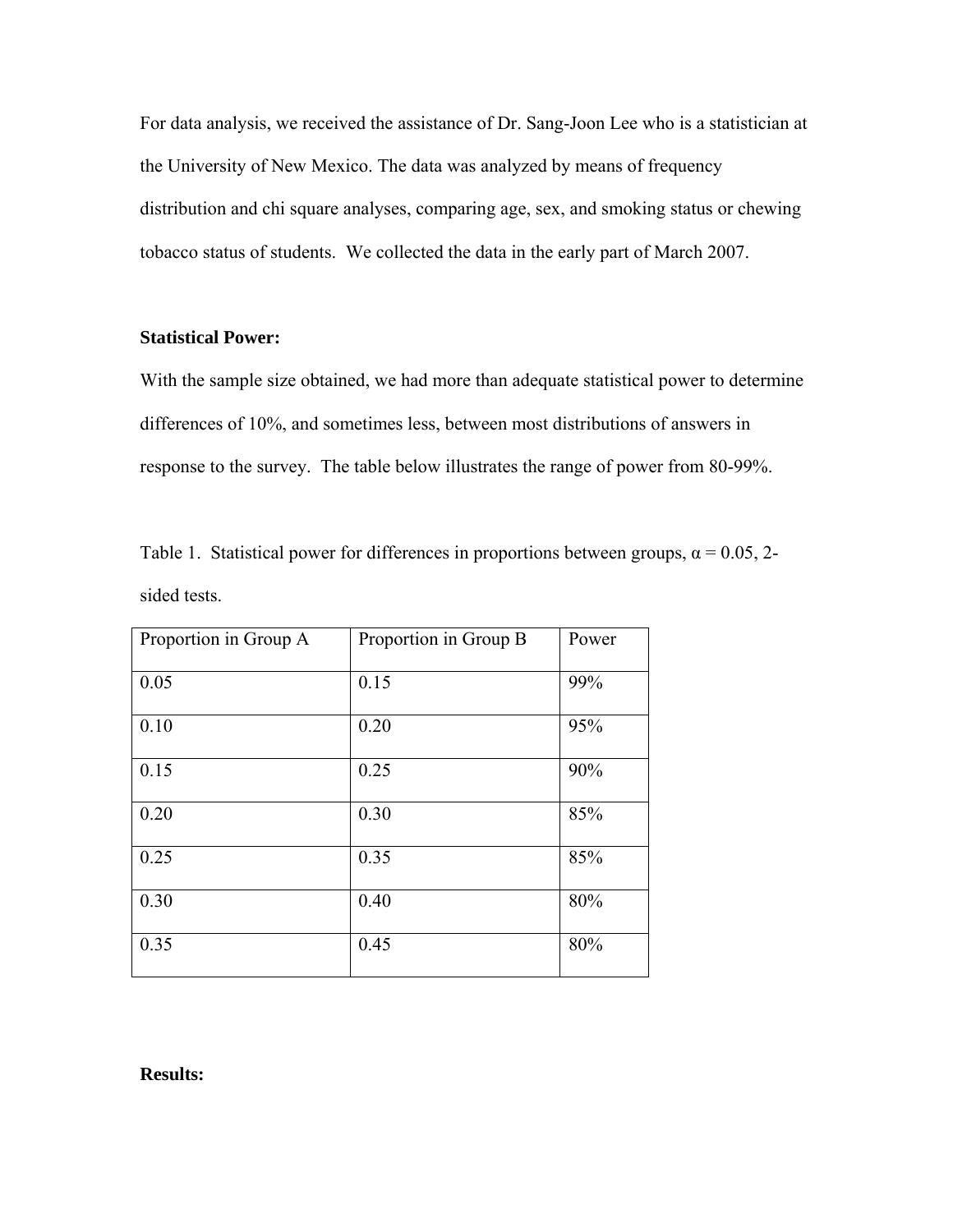For data analysis, we received the assistance of Dr. Sang-Joon Lee who is a statistician at the University of New Mexico. The data was analyzed by means of frequency distribution and chi square analyses, comparing age, sex, and smoking status or chewing tobacco status of students. We collected the data in the early part of March 2007.

**Statistical Power:**

With the sample size obtained, we had more than adequate statistical power to determine differences of 10%, and sometimes less, between most distributions of answers in response to the survey. The table below illustrates the range of power from 80-99%.

Table 1. Statistical power for differences in proportions between groups, $\alpha = 0.05$, 2-sided tests.

| Proportion in Group A | Proportion in Group B | Power |
|---|---|---|
| 0.05 | 0.15 | 99% |
| 0.10 | 0.20 | 95% |
| 0.15 | 0.25 | 90% |
| 0.20 | 0.30 | 85% |
| 0.25 | 0.35 | 85% |
| 0.30 | 0.40 | 80% |
| 0.35 | 0.45 | 80% |

**Results:**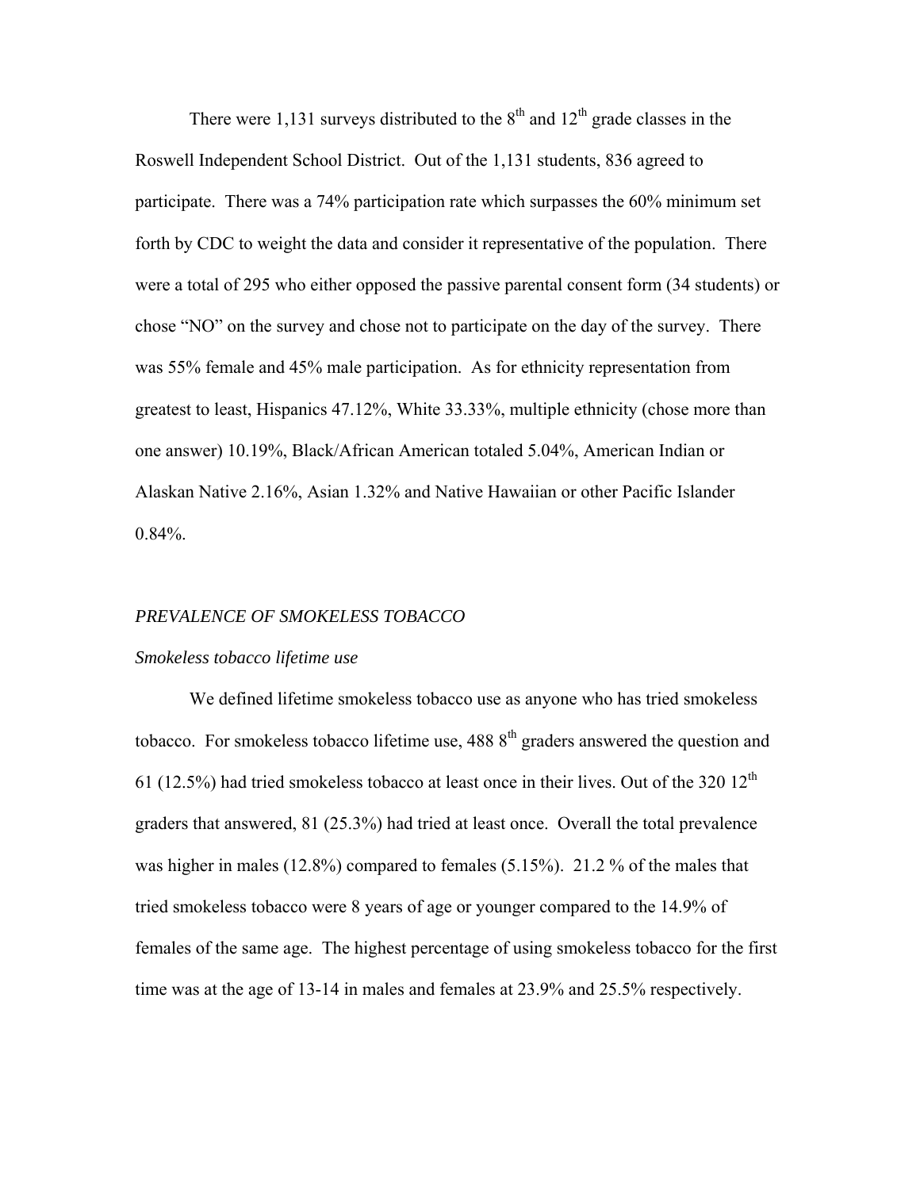There were 1,131 surveys distributed to the 8th and 12th grade classes in the Roswell Independent School District. Out of the 1,131 students, 836 agreed to participate. There was a 74% participation rate which surpasses the 60% minimum set forth by CDC to weight the data and consider it representative of the population. There were a total of 295 who either opposed the passive parental consent form (34 students) or chose "NO" on the survey and chose not to participate on the day of the survey. There was 55% female and 45% male participation. As for ethnicity representation from greatest to least, Hispanics 47.12%, White 33.33%, multiple ethnicity (chose more than one answer) 10.19%, Black/African American totaled 5.04%, American Indian or Alaskan Native 2.16%, Asian 1.32% and Native Hawaiian or other Pacific Islander 0.84%.

*PREVALENCE OF SMOKELESS TOBACCO*

*Smokeless tobacco lifetime use*

We defined lifetime smokeless tobacco use as anyone who has tried smokeless tobacco. For smokeless tobacco lifetime use, 488 8th graders answered the question and 61 (12.5%) had tried smokeless tobacco at least once in their lives. Out of the 320 12th graders that answered, 81 (25.3%) had tried at least once. Overall the total prevalence was higher in males (12.8%) compared to females (5.15%). 21.2 % of the males that tried smokeless tobacco were 8 years of age or younger compared to the 14.9% of females of the same age. The highest percentage of using smokeless tobacco for the first time was at the age of 13-14 in males and females at 23.9% and 25.5% respectively.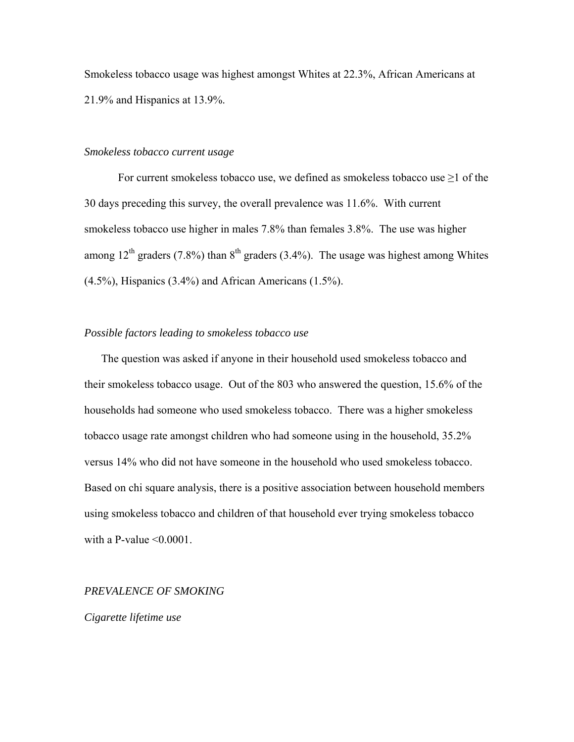Smokeless tobacco usage was highest amongst Whites at 22.3%, African Americans at 21.9% and Hispanics at 13.9%.

*Smokeless tobacco current usage*

For current smokeless tobacco use, we defined as smokeless tobacco use ≥1 of the 30 days preceding this survey, the overall prevalence was 11.6%. With current smokeless tobacco use higher in males 7.8% than females 3.8%. The use was higher among 12th graders (7.8%) than 8th graders (3.4%). The usage was highest among Whites (4.5%), Hispanics (3.4%) and African Americans (1.5%).

*Possible factors leading to smokeless tobacco use*

The question was asked if anyone in their household used smokeless tobacco and their smokeless tobacco usage. Out of the 803 who answered the question, 15.6% of the households had someone who used smokeless tobacco. There was a higher smokeless tobacco usage rate amongst children who had someone using in the household, 35.2% versus 14% who did not have someone in the household who used smokeless tobacco. Based on chi square analysis, there is a positive association between household members using smokeless tobacco and children of that household ever trying smokeless tobacco with a P-value <0.0001.

*PREVALENCE OF SMOKING*

*Cigarette lifetime use*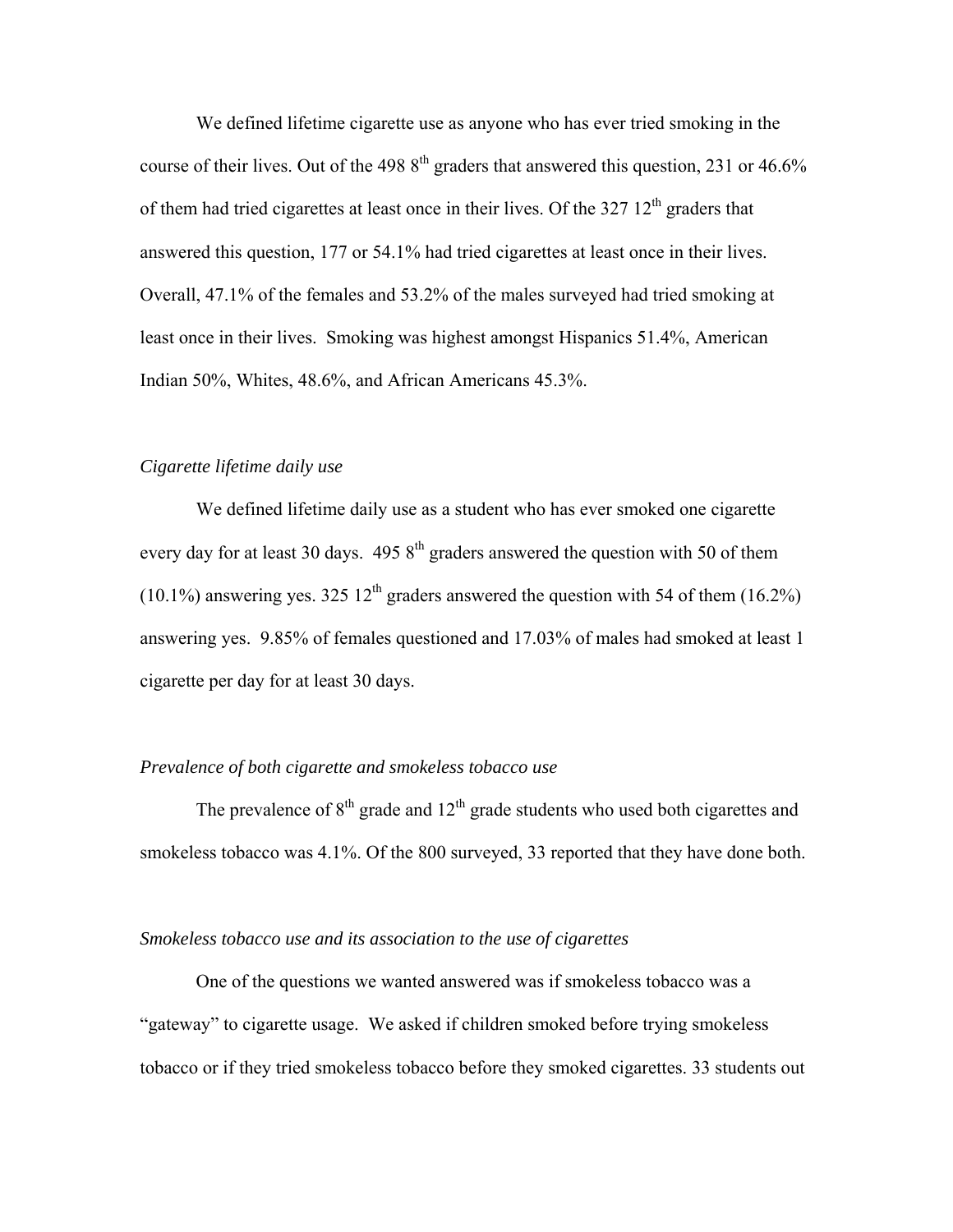We defined lifetime cigarette use as anyone who has ever tried smoking in the course of their lives. Out of the 498 8th graders that answered this question, 231 or 46.6% of them had tried cigarettes at least once in their lives. Of the 327 12th graders that answered this question, 177 or 54.1% had tried cigarettes at least once in their lives. Overall, 47.1% of the females and 53.2% of the males surveyed had tried smoking at least once in their lives. Smoking was highest amongst Hispanics 51.4%, American Indian 50%, Whites, 48.6%, and African Americans 45.3%.

*Cigarette lifetime daily use*

We defined lifetime daily use as a student who has ever smoked one cigarette every day for at least 30 days. 495 8th graders answered the question with 50 of them (10.1%) answering yes. 325 12th graders answered the question with 54 of them (16.2%) answering yes. 9.85% of females questioned and 17.03% of males had smoked at least 1 cigarette per day for at least 30 days.

*Prevalence of both cigarette and smokeless tobacco use*

The prevalence of 8th grade and 12th grade students who used both cigarettes and smokeless tobacco was 4.1%. Of the 800 surveyed, 33 reported that they have done both.

*Smokeless tobacco use and its association to the use of cigarettes*

One of the questions we wanted answered was if smokeless tobacco was a "gateway" to cigarette usage. We asked if children smoked before trying smokeless tobacco or if they tried smokeless tobacco before they smoked cigarettes. 33 students out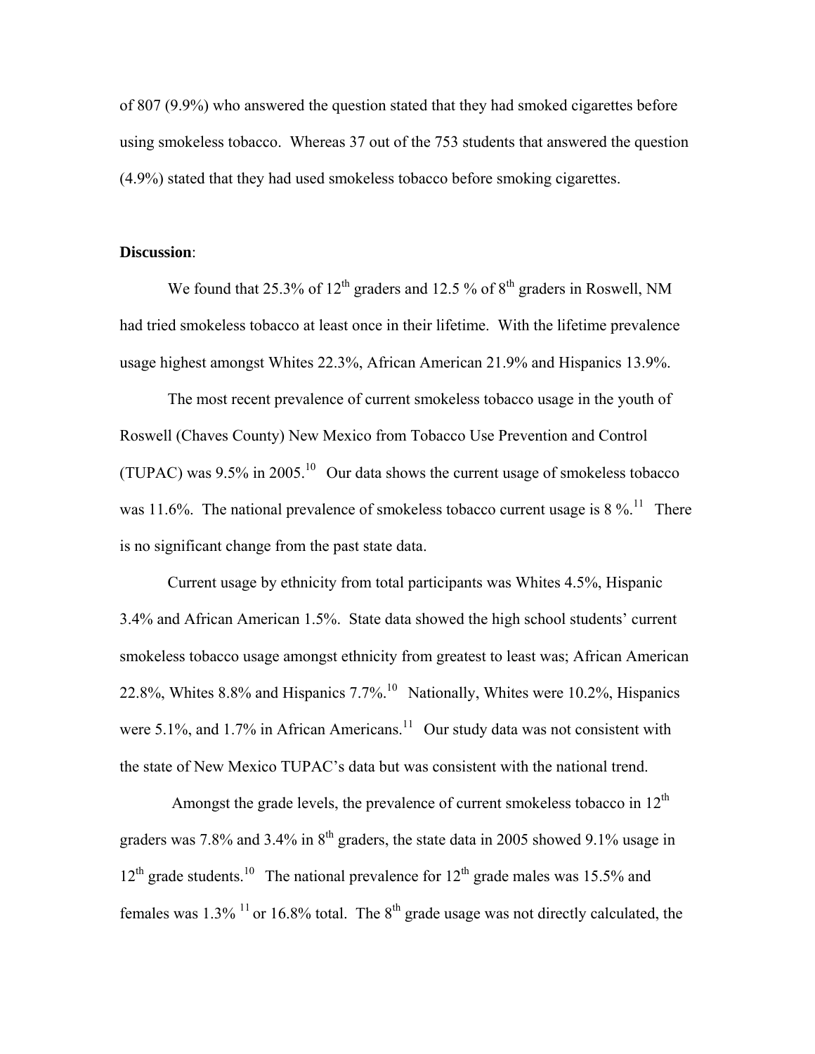of 807 (9.9%) who answered the question stated that they had smoked cigarettes before using smokeless tobacco. Whereas 37 out of the 753 students that answered the question (4.9%) stated that they had used smokeless tobacco before smoking cigarettes.

**Discussion**:

We found that 25.3% of 12th graders and 12.5 % of 8th graders in Roswell, NM had tried smokeless tobacco at least once in their lifetime. With the lifetime prevalence usage highest amongst Whites 22.3%, African American 21.9% and Hispanics 13.9%.

The most recent prevalence of current smokeless tobacco usage in the youth of Roswell (Chaves County) New Mexico from Tobacco Use Prevention and Control (TUPAC) was 9.5% in 2005.[10] Our data shows the current usage of smokeless tobacco was 11.6%. The national prevalence of smokeless tobacco current usage is 8 %.[11] There is no significant change from the past state data.

Current usage by ethnicity from total participants was Whites 4.5%, Hispanic 3.4% and African American 1.5%. State data showed the high school students' current smokeless tobacco usage amongst ethnicity from greatest to least was; African American 22.8%, Whites 8.8% and Hispanics 7.7%.[10] Nationally, Whites were 10.2%, Hispanics were 5.1%, and 1.7% in African Americans.[11] Our study data was not consistent with the state of New Mexico TUPAC's data but was consistent with the national trend.

Amongst the grade levels, the prevalence of current smokeless tobacco in 12th graders was 7.8% and 3.4% in 8th graders, the state data in 2005 showed 9.1% usage in 12th grade students.[10] The national prevalence for 12th grade males was 15.5% and females was 1.3% [11] or 16.8% total. The 8th grade usage was not directly calculated, the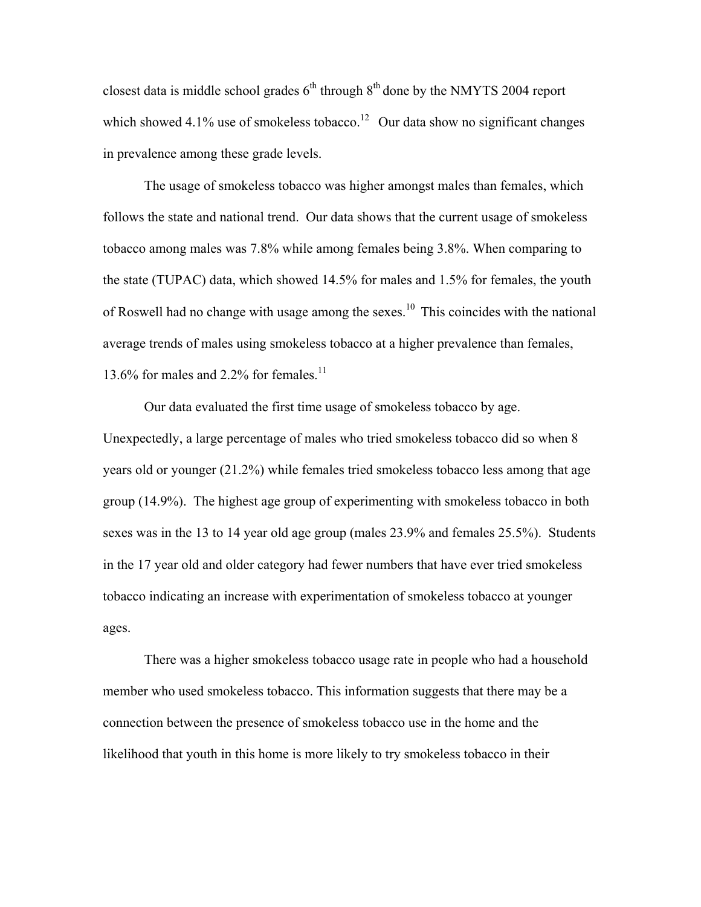closest data is middle school grades 6th through 8th done by the NMYTS 2004 report which showed 4.1% use of smokeless tobacco.[12] Our data show no significant changes in prevalence among these grade levels.

The usage of smokeless tobacco was higher amongst males than females, which follows the state and national trend. Our data shows that the current usage of smokeless tobacco among males was 7.8% while among females being 3.8%. When comparing to the state (TUPAC) data, which showed 14.5% for males and 1.5% for females, the youth of Roswell had no change with usage among the sexes.[10] This coincides with the national average trends of males using smokeless tobacco at a higher prevalence than females, 13.6% for males and 2.2% for females.[11]

Our data evaluated the first time usage of smokeless tobacco by age. Unexpectedly, a large percentage of males who tried smokeless tobacco did so when 8 years old or younger (21.2%) while females tried smokeless tobacco less among that age group (14.9%). The highest age group of experimenting with smokeless tobacco in both sexes was in the 13 to 14 year old age group (males 23.9% and females 25.5%). Students in the 17 year old and older category had fewer numbers that have ever tried smokeless tobacco indicating an increase with experimentation of smokeless tobacco at younger ages.

There was a higher smokeless tobacco usage rate in people who had a household member who used smokeless tobacco. This information suggests that there may be a connection between the presence of smokeless tobacco use in the home and the likelihood that youth in this home is more likely to try smokeless tobacco in their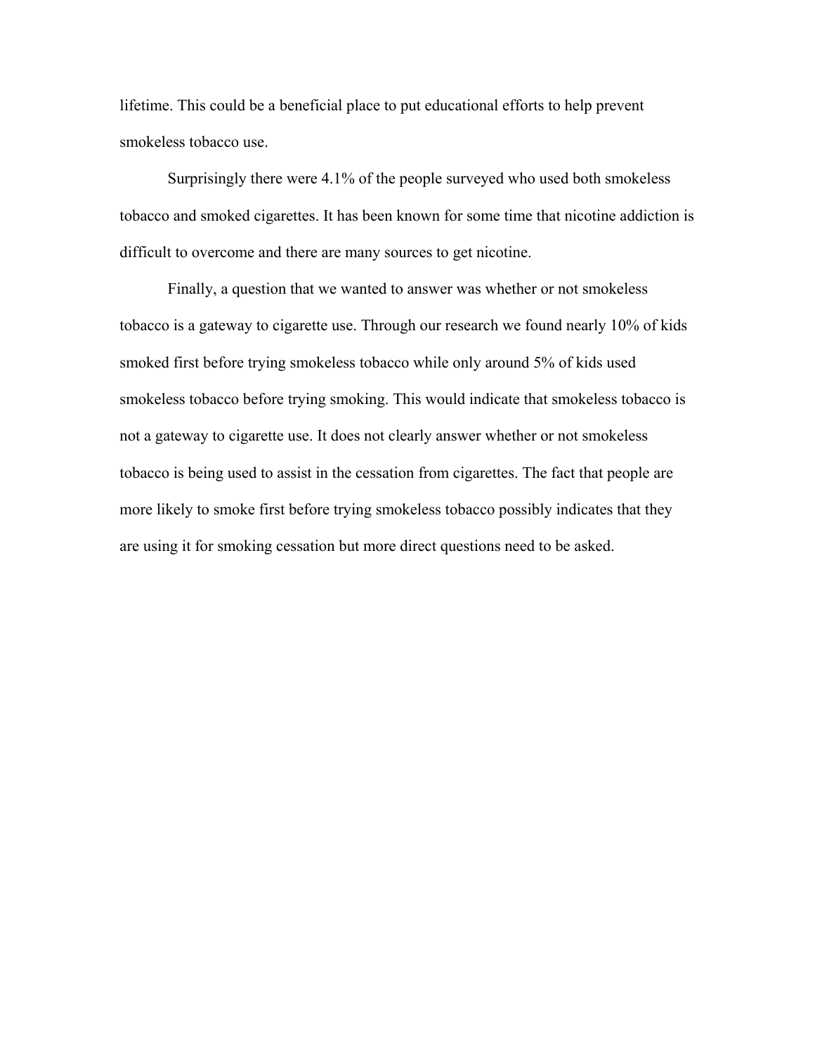lifetime. This could be a beneficial place to put educational efforts to help prevent smokeless tobacco use.

Surprisingly there were 4.1% of the people surveyed who used both smokeless tobacco and smoked cigarettes. It has been known for some time that nicotine addiction is difficult to overcome and there are many sources to get nicotine.

Finally, a question that we wanted to answer was whether or not smokeless tobacco is a gateway to cigarette use. Through our research we found nearly 10% of kids smoked first before trying smokeless tobacco while only around 5% of kids used smokeless tobacco before trying smoking. This would indicate that smokeless tobacco is not a gateway to cigarette use. It does not clearly answer whether or not smokeless tobacco is being used to assist in the cessation from cigarettes. The fact that people are more likely to smoke first before trying smokeless tobacco possibly indicates that they are using it for smoking cessation but more direct questions need to be asked.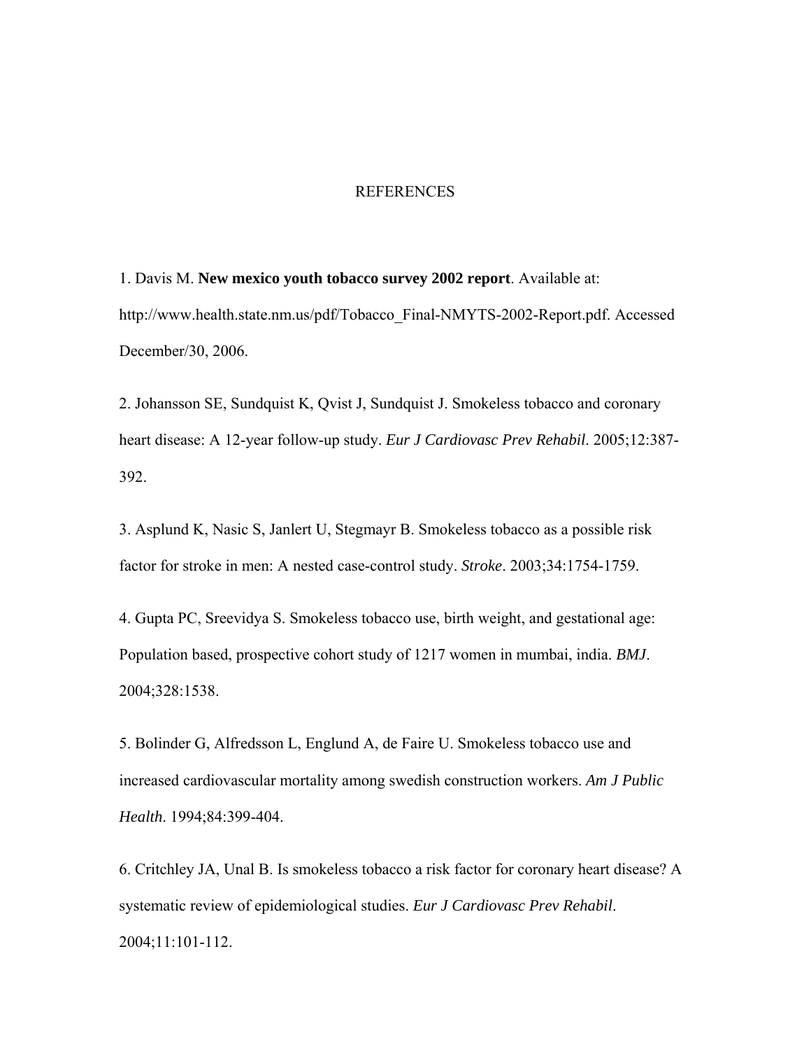# REFERENCES

1. Davis M. **New mexico youth tobacco survey 2002 report**. Available at: http://www.health.state.nm.us/pdf/Tobacco_Final-NMYTS-2002-Report.pdf. Accessed December/30, 2006.

2. Johansson SE, Sundquist K, Qvist J, Sundquist J. Smokeless tobacco and coronary heart disease: A 12-year follow-up study. *Eur J Cardiovasc Prev Rehabil*. 2005;12:387-392.

3. Asplund K, Nasic S, Janlert U, Stegmayr B. Smokeless tobacco as a possible risk factor for stroke in men: A nested case-control study. *Stroke*. 2003;34:1754-1759.

4. Gupta PC, Sreevidya S. Smokeless tobacco use, birth weight, and gestational age: Population based, prospective cohort study of 1217 women in mumbai, india. *BMJ*. 2004;328:1538.

5. Bolinder G, Alfredsson L, Englund A, de Faire U. Smokeless tobacco use and increased cardiovascular mortality among swedish construction workers. *Am J Public Health*. 1994;84:399-404.

6. Critchley JA, Unal B. Is smokeless tobacco a risk factor for coronary heart disease? A systematic review of epidemiological studies. *Eur J Cardiovasc Prev Rehabil*. 2004;11:101-112.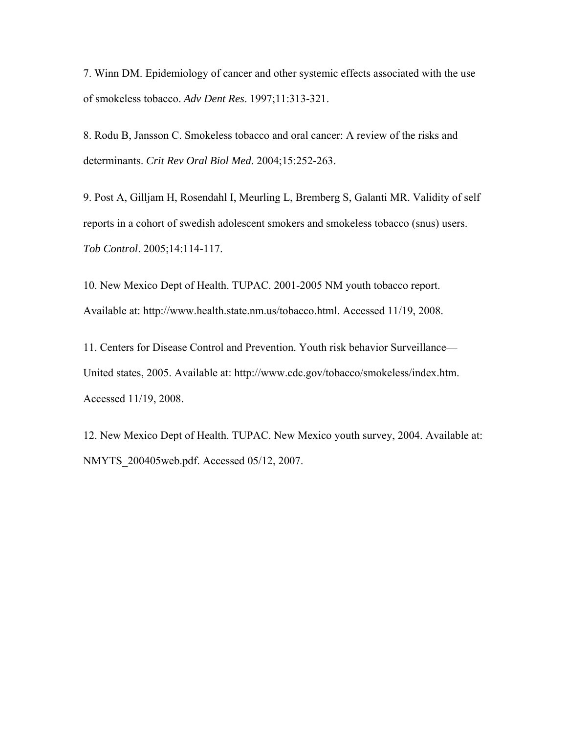7. Winn DM. Epidemiology of cancer and other systemic effects associated with the use of smokeless tobacco. *Adv Dent Res*. 1997;11:313-321.

8. Rodu B, Jansson C. Smokeless tobacco and oral cancer: A review of the risks and determinants. *Crit Rev Oral Biol Med*. 2004;15:252-263.

9. Post A, Gilljam H, Rosendahl I, Meurling L, Bremberg S, Galanti MR. Validity of self reports in a cohort of swedish adolescent smokers and smokeless tobacco (snus) users. *Tob Control*. 2005;14:114-117.

10. New Mexico Dept of Health. TUPAC. 2001-2005 NM youth tobacco report. Available at: http://www.health.state.nm.us/tobacco.html. Accessed 11/19, 2008.

11. Centers for Disease Control and Prevention. Youth risk behavior Surveillance—United states, 2005. Available at: http://www.cdc.gov/tobacco/smokeless/index.htm. Accessed 11/19, 2008.

12. New Mexico Dept of Health. TUPAC. New Mexico youth survey, 2004. Available at: NMYTS_200405web.pdf. Accessed 05/12, 2007.